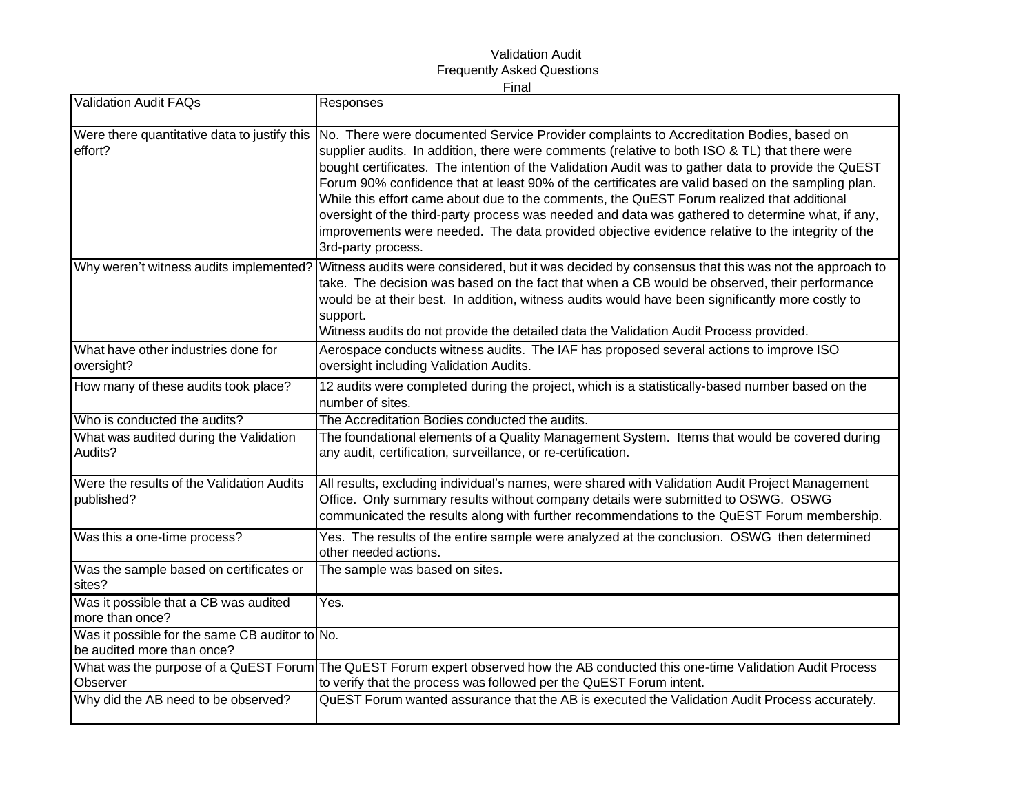# Validation Audit
## Frequently Asked Questions
### Final

| Validation Audit FAQs | Responses |
|---|---|
| Were there quantitative data to justify this effort? | No. There were documented Service Provider complaints to Accreditation Bodies, based on supplier audits. In addition, there were comments (relative to both ISO & TL) that there were bought certificates. The intention of the Validation Audit was to gather data to provide the QuEST Forum 90% confidence that at least 90% of the certificates are valid based on the sampling plan. While this effort came about due to the comments, the QuEST Forum realized that additional oversight of the third-party process was needed and data was gathered to determine what, if any, improvements were needed. The data provided objective evidence relative to the integrity of the 3rd-party process. |
| Why weren't witness audits implemented? | Witness audits were considered, but it was decided by consensus that this was not the approach to take. The decision was based on the fact that when a CB would be observed, their performance would be at their best. In addition, witness audits would have been significantly more costly to support.<br>Witness audits do not provide the detailed data the Validation Audit Process provided. |
| What have other industries done for oversight? | Aerospace conducts witness audits. The IAF has proposed several actions to improve ISO oversight including Validation Audits. |
| How many of these audits took place? | 12 audits were completed during the project, which is a statistically-based number based on the number of sites. |
| Who is conducted the audits? | The Accreditation Bodies conducted the audits. |
| What was audited during the Validation Audits? | The foundational elements of a Quality Management System. Items that would be covered during any audit, certification, surveillance, or re-certification. |
| Were the results of the Validation Audits published? | All results, excluding individual's names, were shared with Validation Audit Project Management Office. Only summary results without company details were submitted to OSWG. OSWG communicated the results along with further recommendations to the QuEST Forum membership. |
| Was this a one-time process? | Yes. The results of the entire sample were analyzed at the conclusion. OSWG then determined other needed actions. |
| Was the sample based on certificates or sites? | The sample was based on sites. |
| Was it possible that a CB was audited more than once? | Yes. |
| Was it possible for the same CB auditor to be audited more than once? | No. |
| What was the purpose of a QuEST Forum Observer | The QuEST Forum expert observed how the AB conducted this one-time Validation Audit Process to verify that the process was followed per the QuEST Forum intent. |
| Why did the AB need to be observed? | QuEST Forum wanted assurance that the AB is executed the Validation Audit Process accurately. |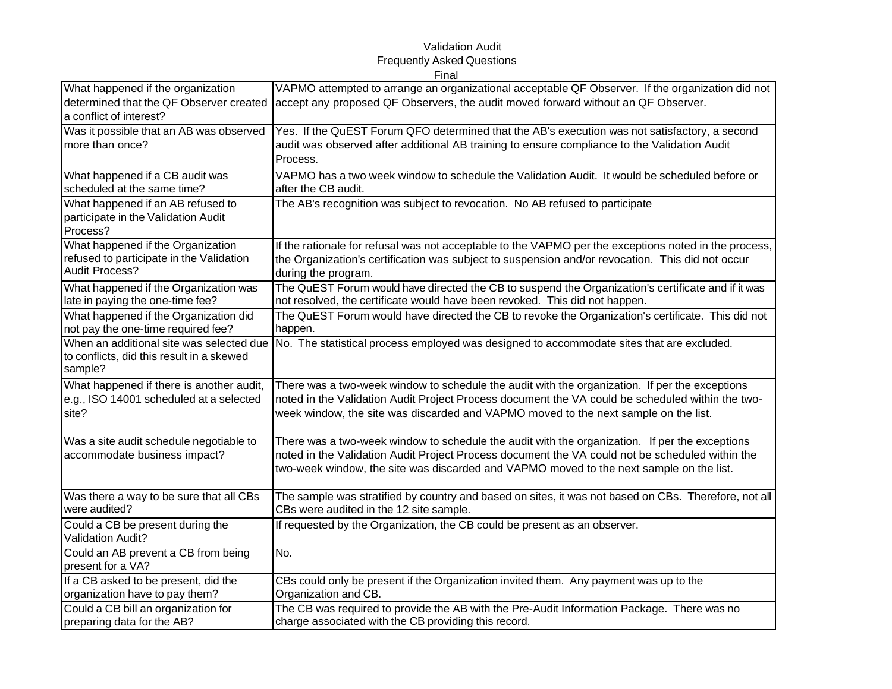Validation Audit
Frequently Asked Questions
Final

| | |
|---|---|
| What happened if the organization determined that the QF Observer created a conflict of interest? | VAPMO attempted to arrange an organizational acceptable QF Observer. If the organization did not accept any proposed QF Observers, the audit moved forward without an QF Observer. |
| Was it possible that an AB was observed more than once? | Yes. If the QuEST Forum QFO determined that the AB's execution was not satisfactory, a second audit was observed after additional AB training to ensure compliance to the Validation Audit Process. |
| What happened if a CB audit was scheduled at the same time? | VAPMO has a two week window to schedule the Validation Audit. It would be scheduled before or after the CB audit. |
| What happened if an AB refused to participate in the Validation Audit Process? | The AB's recognition was subject to revocation. No AB refused to participate |
| What happened if the Organization refused to participate in the Validation Audit Process? | If the rationale for refusal was not acceptable to the VAPMO per the exceptions noted in the process, the Organization's certification was subject to suspension and/or revocation. This did not occur during the program. |
| What happened if the Organization was late in paying the one-time fee? | The QuEST Forum would have directed the CB to suspend the Organization's certificate and if it was not resolved, the certificate would have been revoked. This did not happen. |
| What happened if the Organization did not pay the one-time required fee? | The QuEST Forum would have directed the CB to revoke the Organization's certificate. This did not happen. |
| When an additional site was selected due to conflicts, did this result in a skewed sample? | No. The statistical process employed was designed to accommodate sites that are excluded. |
| What happened if there is another audit, e.g., ISO 14001 scheduled at a selected site? | There was a two-week window to schedule the audit with the organization. If per the exceptions noted in the Validation Audit Project Process document the VA could be scheduled within the two-week window, the site was discarded and VAPMO moved to the next sample on the list. |
| Was a site audit schedule negotiable to accommodate business impact? | There was a two-week window to schedule the audit with the organization. If per the exceptions noted in the Validation Audit Project Process document the VA could not be scheduled within the two-week window, the site was discarded and VAPMO moved to the next sample on the list. |
| Was there a way to be sure that all CBs were audited? | The sample was stratified by country and based on sites, it was not based on CBs. Therefore, not all CBs were audited in the 12 site sample. |
| Could a CB be present during the Validation Audit? | If requested by the Organization, the CB could be present as an observer. |
| Could an AB prevent a CB from being present for a VA? | No. |
| If a CB asked to be present, did the organization have to pay them? | CBs could only be present if the Organization invited them. Any payment was up to the Organization and CB. |
| Could a CB bill an organization for preparing data for the AB? | The CB was required to provide the AB with the Pre-Audit Information Package. There was no charge associated with the CB providing this record. |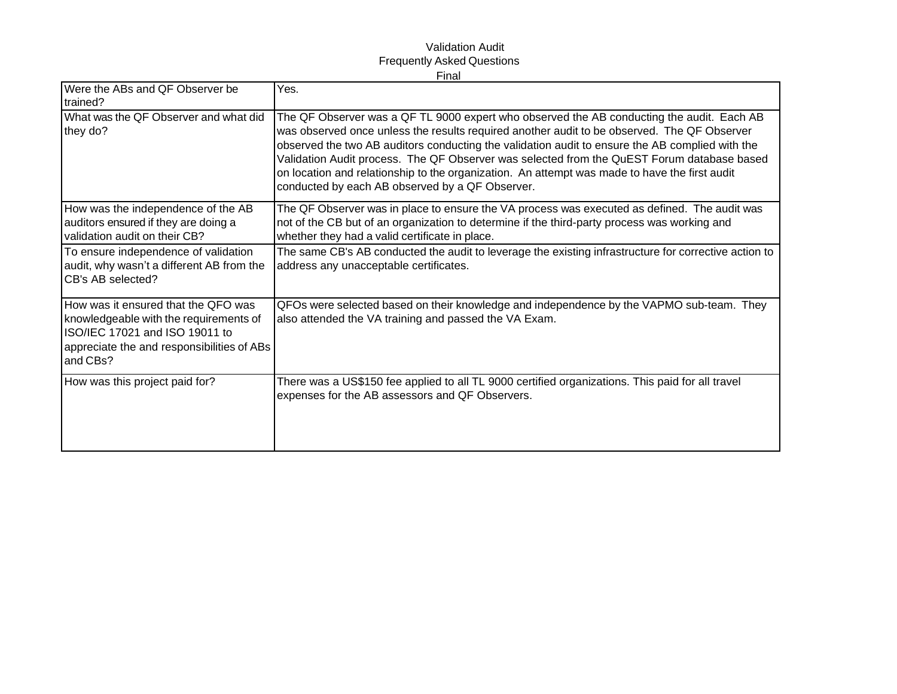Validation Audit
Frequently Asked Questions
Final

| | |
|---|---|
| Were the ABs and QF Observer be trained? | Yes. |
| What was the QF Observer and what did they do? | The QF Observer was a QF TL 9000 expert who observed the AB conducting the audit. Each AB was observed once unless the results required another audit to be observed. The QF Observer observed the two AB auditors conducting the validation audit to ensure the AB complied with the Validation Audit process. The QF Observer was selected from the QuEST Forum database based on location and relationship to the organization. An attempt was made to have the first audit conducted by each AB observed by a QF Observer. |
| How was the independence of the AB auditors ensured if they are doing a validation audit on their CB? | The QF Observer was in place to ensure the VA process was executed as defined. The audit was not of the CB but of an organization to determine if the third-party process was working and whether they had a valid certificate in place. |
| To ensure independence of validation audit, why wasn't a different AB from the CB's AB selected? | The same CB's AB conducted the audit to leverage the existing infrastructure for corrective action to address any unacceptable certificates. |
| How was it ensured that the QFO was knowledgeable with the requirements of ISO/IEC 17021 and ISO 19011 to appreciate the and responsibilities of ABs and CBs? | QFOs were selected based on their knowledge and independence by the VAPMO sub-team. They also attended the VA training and passed the VA Exam. |
| How was this project paid for? | There was a US$150 fee applied to all TL 9000 certified organizations. This paid for all travel expenses for the AB assessors and QF Observers. |